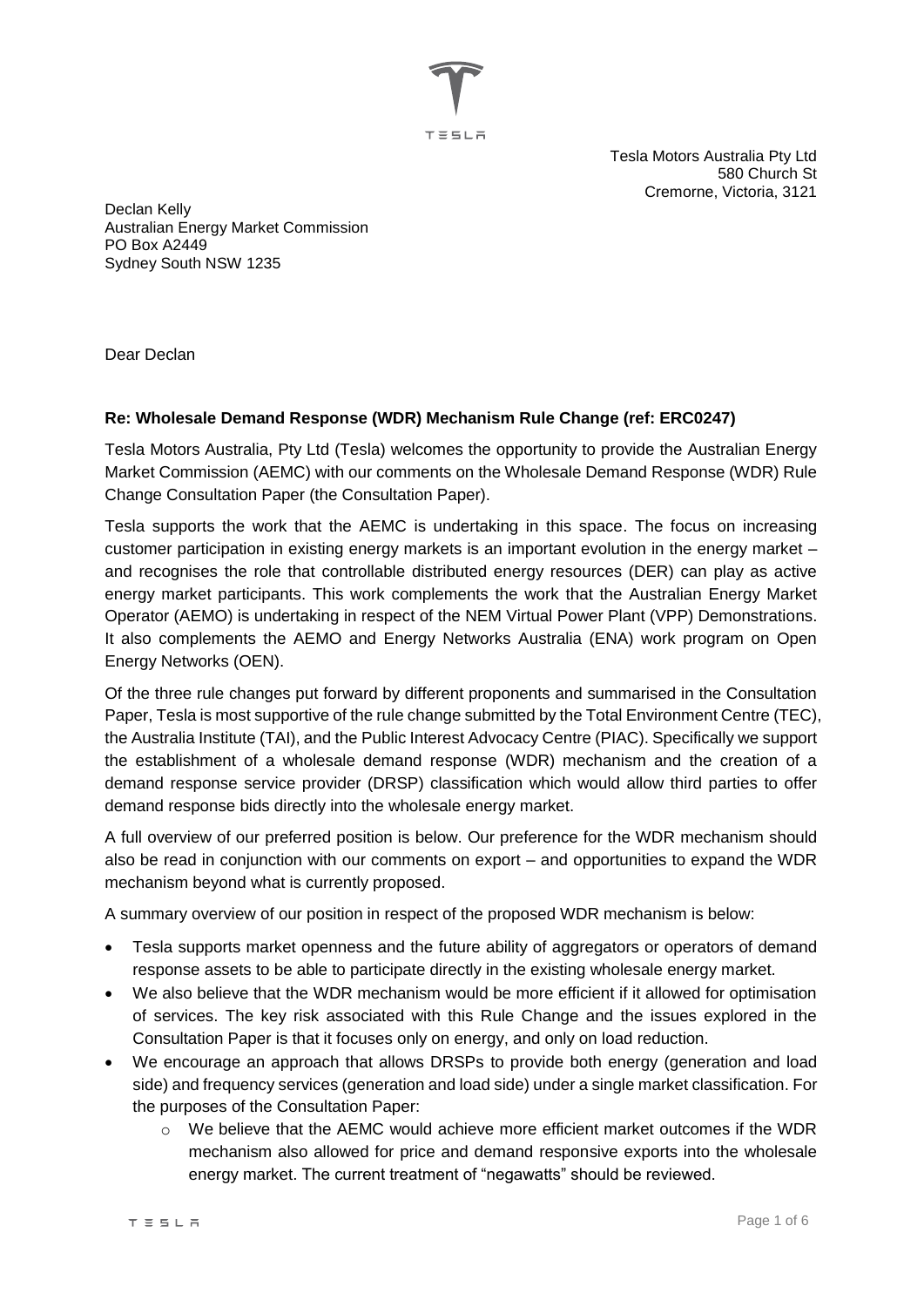Tesla Motors Australia Pty Ltd
580 Church St
Cremorne, Victoria, 3121

Declan Kelly
Australian Energy Market Commission
PO Box A2449
Sydney South NSW 1235

Dear Declan

**Re: Wholesale Demand Response (WDR) Mechanism Rule Change (ref: ERC0247)**

Tesla Motors Australia, Pty Ltd (Tesla) welcomes the opportunity to provide the Australian Energy Market Commission (AEMC) with our comments on the Wholesale Demand Response (WDR) Rule Change Consultation Paper (the Consultation Paper).

Tesla supports the work that the AEMC is undertaking in this space. The focus on increasing customer participation in existing energy markets is an important evolution in the energy market – and recognises the role that controllable distributed energy resources (DER) can play as active energy market participants. This work complements the work that the Australian Energy Market Operator (AEMO) is undertaking in respect of the NEM Virtual Power Plant (VPP) Demonstrations. It also complements the AEMO and Energy Networks Australia (ENA) work program on Open Energy Networks (OEN).

Of the three rule changes put forward by different proponents and summarised in the Consultation Paper, Tesla is most supportive of the rule change submitted by the Total Environment Centre (TEC), the Australia Institute (TAI), and the Public Interest Advocacy Centre (PIAC). Specifically we support the establishment of a wholesale demand response (WDR) mechanism and the creation of a demand response service provider (DRSP) classification which would allow third parties to offer demand response bids directly into the wholesale energy market.

A full overview of our preferred position is below. Our preference for the WDR mechanism should also be read in conjunction with our comments on export – and opportunities to expand the WDR mechanism beyond what is currently proposed.

A summary overview of our position in respect of the proposed WDR mechanism is below:

- Tesla supports market openness and the future ability of aggregators or operators of demand response assets to be able to participate directly in the existing wholesale energy market.
- We also believe that the WDR mechanism would be more efficient if it allowed for optimisation of services. The key risk associated with this Rule Change and the issues explored in the Consultation Paper is that it focuses only on energy, and only on load reduction.
- We encourage an approach that allows DRSPs to provide both energy (generation and load side) and frequency services (generation and load side) under a single market classification. For the purposes of the Consultation Paper:
  - We believe that the AEMC would achieve more efficient market outcomes if the WDR mechanism also allowed for price and demand responsive exports into the wholesale energy market. The current treatment of "negawatts" should be reviewed.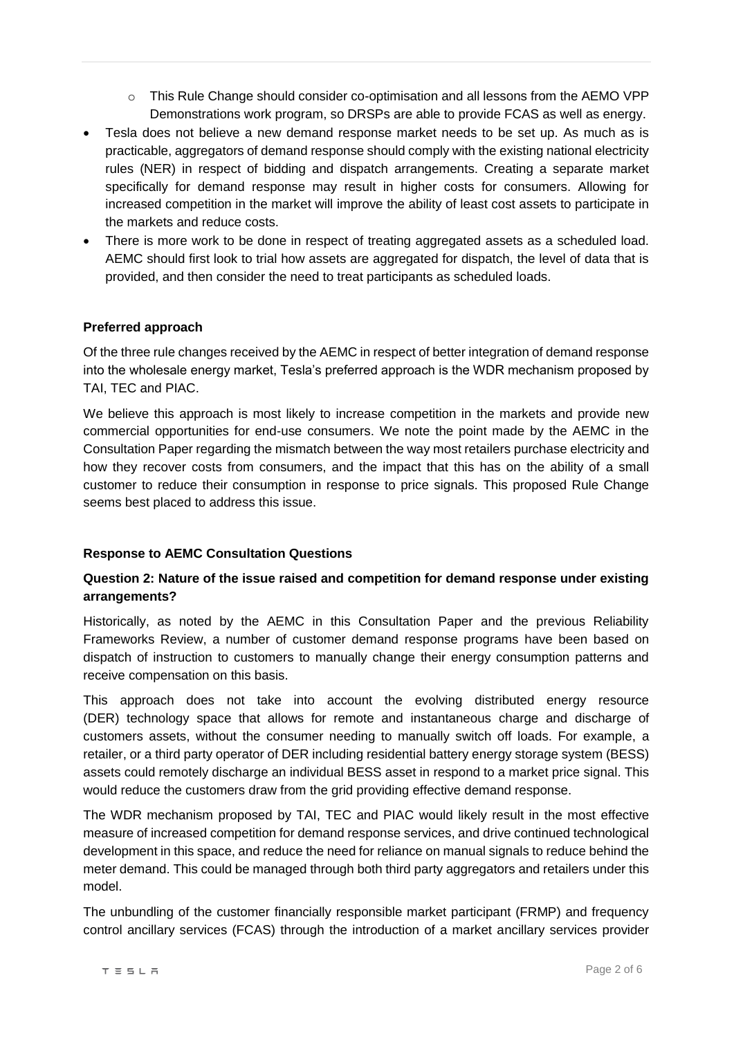- This Rule Change should consider co-optimisation and all lessons from the AEMO VPP Demonstrations work program, so DRSPs are able to provide FCAS as well as energy.
- Tesla does not believe a new demand response market needs to be set up. As much as is practicable, aggregators of demand response should comply with the existing national electricity rules (NER) in respect of bidding and dispatch arrangements. Creating a separate market specifically for demand response may result in higher costs for consumers. Allowing for increased competition in the market will improve the ability of least cost assets to participate in the markets and reduce costs.
- There is more work to be done in respect of treating aggregated assets as a scheduled load. AEMC should first look to trial how assets are aggregated for dispatch, the level of data that is provided, and then consider the need to treat participants as scheduled loads.

**Preferred approach**

Of the three rule changes received by the AEMC in respect of better integration of demand response into the wholesale energy market, Tesla's preferred approach is the WDR mechanism proposed by TAI, TEC and PIAC.

We believe this approach is most likely to increase competition in the markets and provide new commercial opportunities for end-use consumers. We note the point made by the AEMC in the Consultation Paper regarding the mismatch between the way most retailers purchase electricity and how they recover costs from consumers, and the impact that this has on the ability of a small customer to reduce their consumption in response to price signals. This proposed Rule Change seems best placed to address this issue.

**Response to AEMC Consultation Questions**

**Question 2: Nature of the issue raised and competition for demand response under existing arrangements?**

Historically, as noted by the AEMC in this Consultation Paper and the previous Reliability Frameworks Review, a number of customer demand response programs have been based on dispatch of instruction to customers to manually change their energy consumption patterns and receive compensation on this basis.

This approach does not take into account the evolving distributed energy resource (DER) technology space that allows for remote and instantaneous charge and discharge of customers assets, without the consumer needing to manually switch off loads. For example, a retailer, or a third party operator of DER including residential battery energy storage system (BESS) assets could remotely discharge an individual BESS asset in respond to a market price signal. This would reduce the customers draw from the grid providing effective demand response.

The WDR mechanism proposed by TAI, TEC and PIAC would likely result in the most effective measure of increased competition for demand response services, and drive continued technological development in this space, and reduce the need for reliance on manual signals to reduce behind the meter demand. This could be managed through both third party aggregators and retailers under this model.

The unbundling of the customer financially responsible market participant (FRMP) and frequency control ancillary services (FCAS) through the introduction of a market ancillary services provider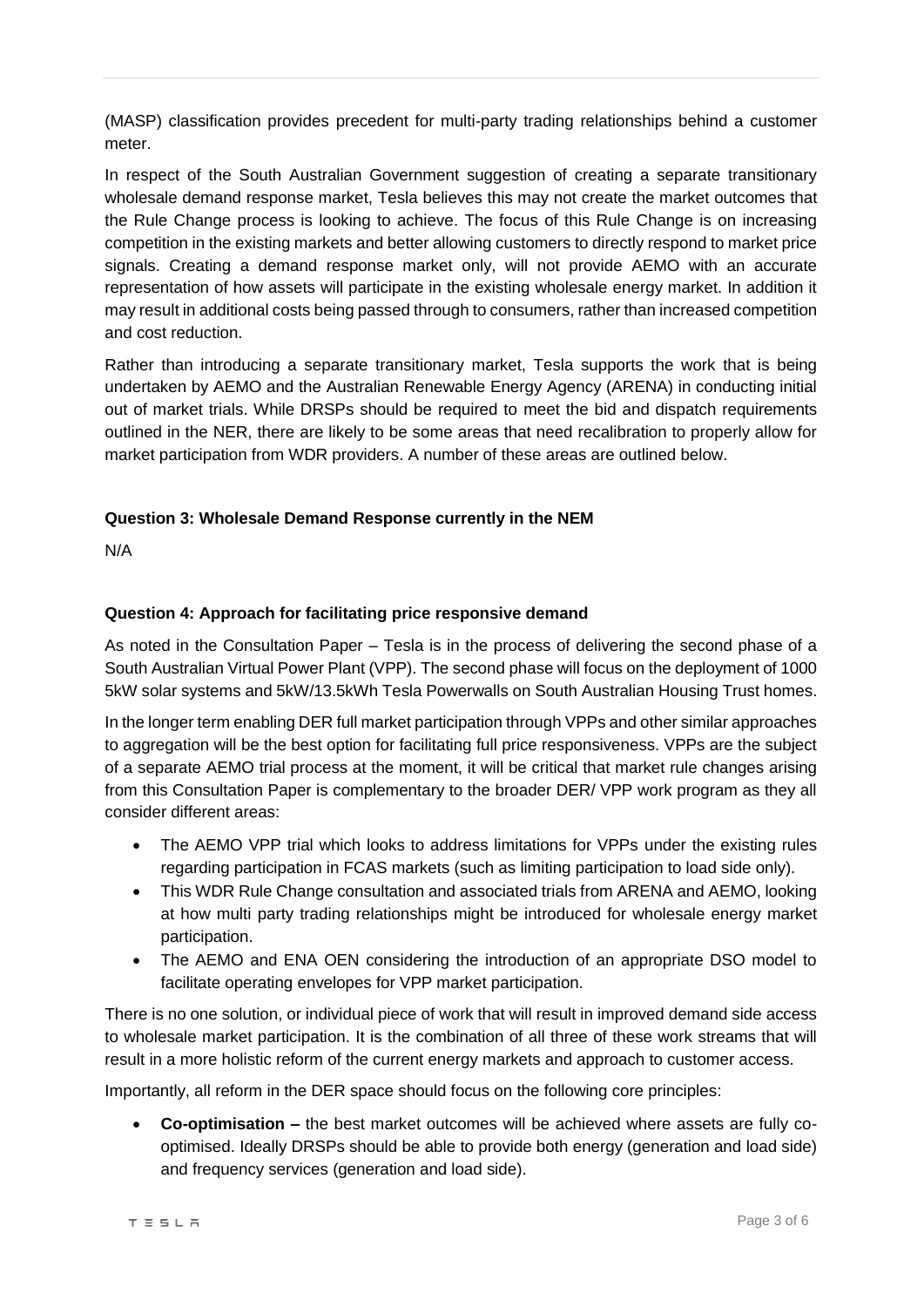(MASP) classification provides precedent for multi-party trading relationships behind a customer meter.

In respect of the South Australian Government suggestion of creating a separate transitionary wholesale demand response market, Tesla believes this may not create the market outcomes that the Rule Change process is looking to achieve. The focus of this Rule Change is on increasing competition in the existing markets and better allowing customers to directly respond to market price signals. Creating a demand response market only, will not provide AEMO with an accurate representation of how assets will participate in the existing wholesale energy market. In addition it may result in additional costs being passed through to consumers, rather than increased competition and cost reduction.

Rather than introducing a separate transitionary market, Tesla supports the work that is being undertaken by AEMO and the Australian Renewable Energy Agency (ARENA) in conducting initial out of market trials. While DRSPs should be required to meet the bid and dispatch requirements outlined in the NER, there are likely to be some areas that need recalibration to properly allow for market participation from WDR providers. A number of these areas are outlined below.

**Question 3: Wholesale Demand Response currently in the NEM**

N/A

**Question 4: Approach for facilitating price responsive demand**

As noted in the Consultation Paper – Tesla is in the process of delivering the second phase of a South Australian Virtual Power Plant (VPP). The second phase will focus on the deployment of 1000 5kW solar systems and 5kW/13.5kWh Tesla Powerwalls on South Australian Housing Trust homes.

In the longer term enabling DER full market participation through VPPs and other similar approaches to aggregation will be the best option for facilitating full price responsiveness. VPPs are the subject of a separate AEMO trial process at the moment, it will be critical that market rule changes arising from this Consultation Paper is complementary to the broader DER/ VPP work program as they all consider different areas:

- The AEMO VPP trial which looks to address limitations for VPPs under the existing rules regarding participation in FCAS markets (such as limiting participation to load side only).
- This WDR Rule Change consultation and associated trials from ARENA and AEMO, looking at how multi party trading relationships might be introduced for wholesale energy market participation.
- The AEMO and ENA OEN considering the introduction of an appropriate DSO model to facilitate operating envelopes for VPP market participation.

There is no one solution, or individual piece of work that will result in improved demand side access to wholesale market participation. It is the combination of all three of these work streams that will result in a more holistic reform of the current energy markets and approach to customer access.

Importantly, all reform in the DER space should focus on the following core principles:

- **Co-optimisation –** the best market outcomes will be achieved where assets are fully co-optimised. Ideally DRSPs should be able to provide both energy (generation and load side) and frequency services (generation and load side).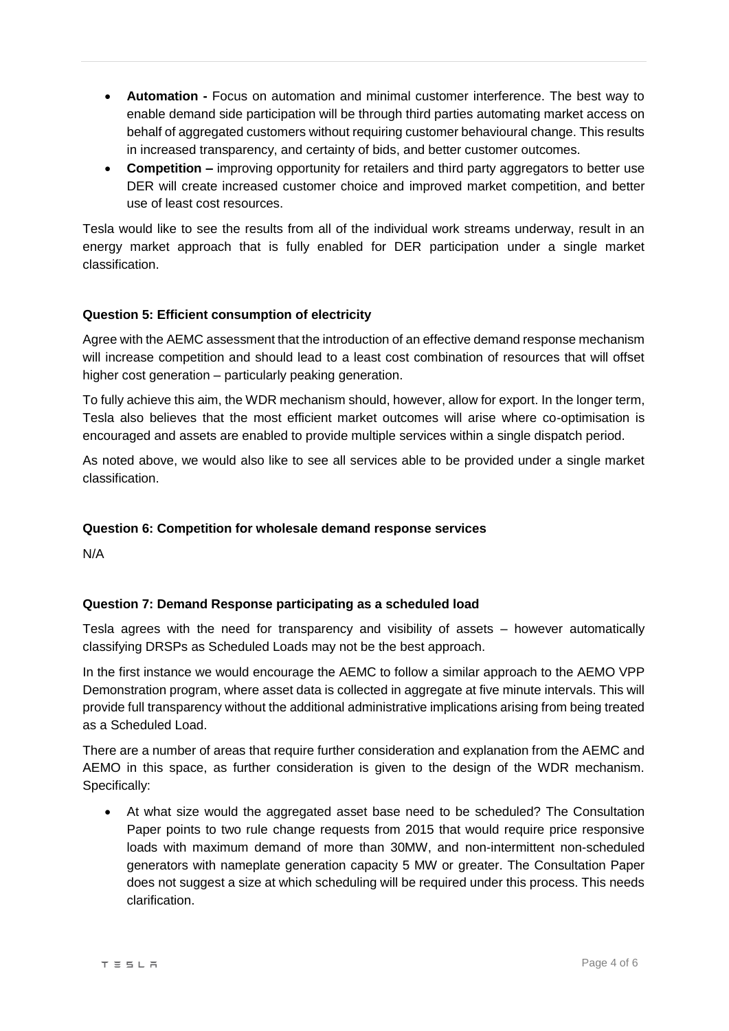- **Automation -** Focus on automation and minimal customer interference. The best way to enable demand side participation will be through third parties automating market access on behalf of aggregated customers without requiring customer behavioural change. This results in increased transparency, and certainty of bids, and better customer outcomes.
- **Competition –** improving opportunity for retailers and third party aggregators to better use DER will create increased customer choice and improved market competition, and better use of least cost resources.

Tesla would like to see the results from all of the individual work streams underway, result in an energy market approach that is fully enabled for DER participation under a single market classification.

**Question 5: Efficient consumption of electricity**

Agree with the AEMC assessment that the introduction of an effective demand response mechanism will increase competition and should lead to a least cost combination of resources that will offset higher cost generation – particularly peaking generation.

To fully achieve this aim, the WDR mechanism should, however, allow for export. In the longer term, Tesla also believes that the most efficient market outcomes will arise where co-optimisation is encouraged and assets are enabled to provide multiple services within a single dispatch period.

As noted above, we would also like to see all services able to be provided under a single market classification.

**Question 6: Competition for wholesale demand response services**

N/A

**Question 7: Demand Response participating as a scheduled load**

Tesla agrees with the need for transparency and visibility of assets – however automatically classifying DRSPs as Scheduled Loads may not be the best approach.

In the first instance we would encourage the AEMC to follow a similar approach to the AEMO VPP Demonstration program, where asset data is collected in aggregate at five minute intervals. This will provide full transparency without the additional administrative implications arising from being treated as a Scheduled Load.

There are a number of areas that require further consideration and explanation from the AEMC and AEMO in this space, as further consideration is given to the design of the WDR mechanism. Specifically:

- At what size would the aggregated asset base need to be scheduled? The Consultation Paper points to two rule change requests from 2015 that would require price responsive loads with maximum demand of more than 30MW, and non-intermittent non-scheduled generators with nameplate generation capacity 5 MW or greater. The Consultation Paper does not suggest a size at which scheduling will be required under this process. This needs clarification.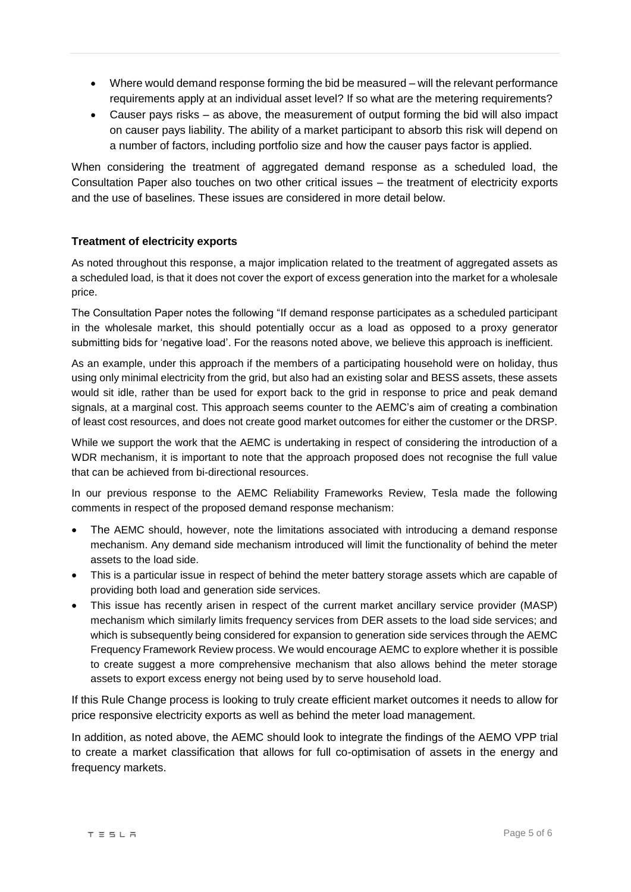- Where would demand response forming the bid be measured – will the relevant performance requirements apply at an individual asset level? If so what are the metering requirements?
- Causer pays risks – as above, the measurement of output forming the bid will also impact on causer pays liability. The ability of a market participant to absorb this risk will depend on a number of factors, including portfolio size and how the causer pays factor is applied.

When considering the treatment of aggregated demand response as a scheduled load, the Consultation Paper also touches on two other critical issues – the treatment of electricity exports and the use of baselines. These issues are considered in more detail below.

**Treatment of electricity exports**

As noted throughout this response, a major implication related to the treatment of aggregated assets as a scheduled load, is that it does not cover the export of excess generation into the market for a wholesale price.

The Consultation Paper notes the following "If demand response participates as a scheduled participant in the wholesale market, this should potentially occur as a load as opposed to a proxy generator submitting bids for 'negative load'. For the reasons noted above, we believe this approach is inefficient.

As an example, under this approach if the members of a participating household were on holiday, thus using only minimal electricity from the grid, but also had an existing solar and BESS assets, these assets would sit idle, rather than be used for export back to the grid in response to price and peak demand signals, at a marginal cost. This approach seems counter to the AEMC's aim of creating a combination of least cost resources, and does not create good market outcomes for either the customer or the DRSP.

While we support the work that the AEMC is undertaking in respect of considering the introduction of a WDR mechanism, it is important to note that the approach proposed does not recognise the full value that can be achieved from bi-directional resources.

In our previous response to the AEMC Reliability Frameworks Review, Tesla made the following comments in respect of the proposed demand response mechanism:

- The AEMC should, however, note the limitations associated with introducing a demand response mechanism. Any demand side mechanism introduced will limit the functionality of behind the meter assets to the load side.
- This is a particular issue in respect of behind the meter battery storage assets which are capable of providing both load and generation side services.
- This issue has recently arisen in respect of the current market ancillary service provider (MASP) mechanism which similarly limits frequency services from DER assets to the load side services; and which is subsequently being considered for expansion to generation side services through the AEMC Frequency Framework Review process. We would encourage AEMC to explore whether it is possible to create suggest a more comprehensive mechanism that also allows behind the meter storage assets to export excess energy not being used by to serve household load.

If this Rule Change process is looking to truly create efficient market outcomes it needs to allow for price responsive electricity exports as well as behind the meter load management.

In addition, as noted above, the AEMC should look to integrate the findings of the AEMO VPP trial to create a market classification that allows for full co-optimisation of assets in the energy and frequency markets.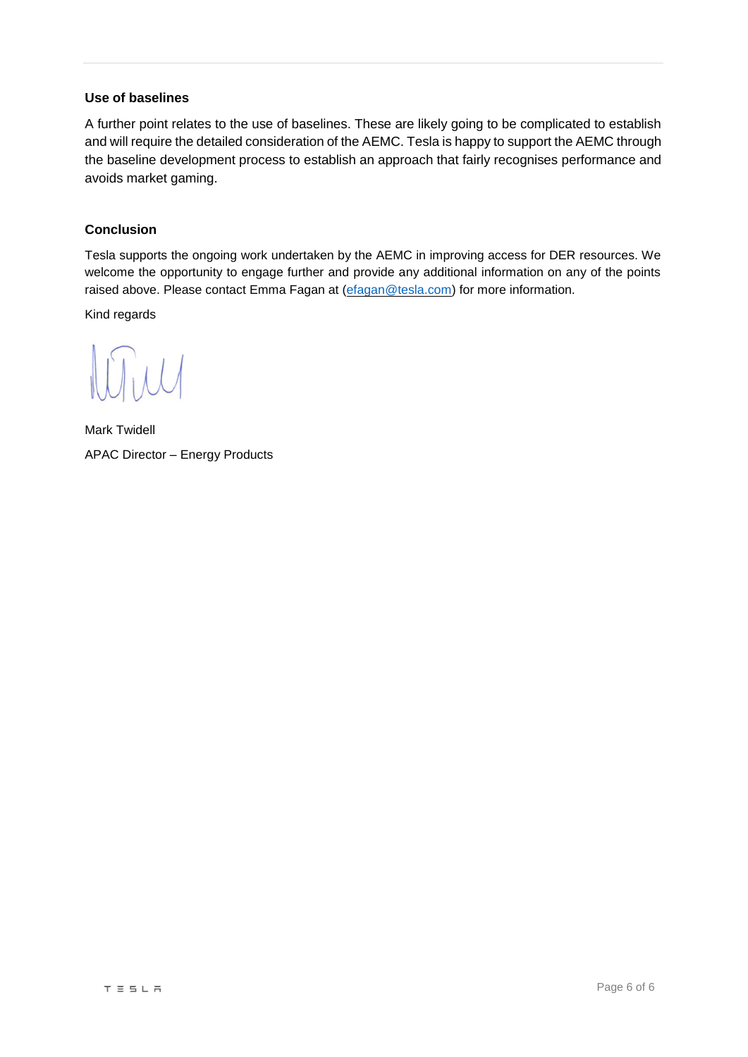### Use of baselines

A further point relates to the use of baselines. These are likely going to be complicated to establish and will require the detailed consideration of the AEMC. Tesla is happy to support the AEMC through the baseline development process to establish an approach that fairly recognises performance and avoids market gaming.

### Conclusion

Tesla supports the ongoing work undertaken by the AEMC in improving access for DER resources. We welcome the opportunity to engage further and provide any additional information on any of the points raised above. Please contact Emma Fagan at (efagan@tesla.com) for more information.

Kind regards

Mark Twidell

APAC Director – Energy Products